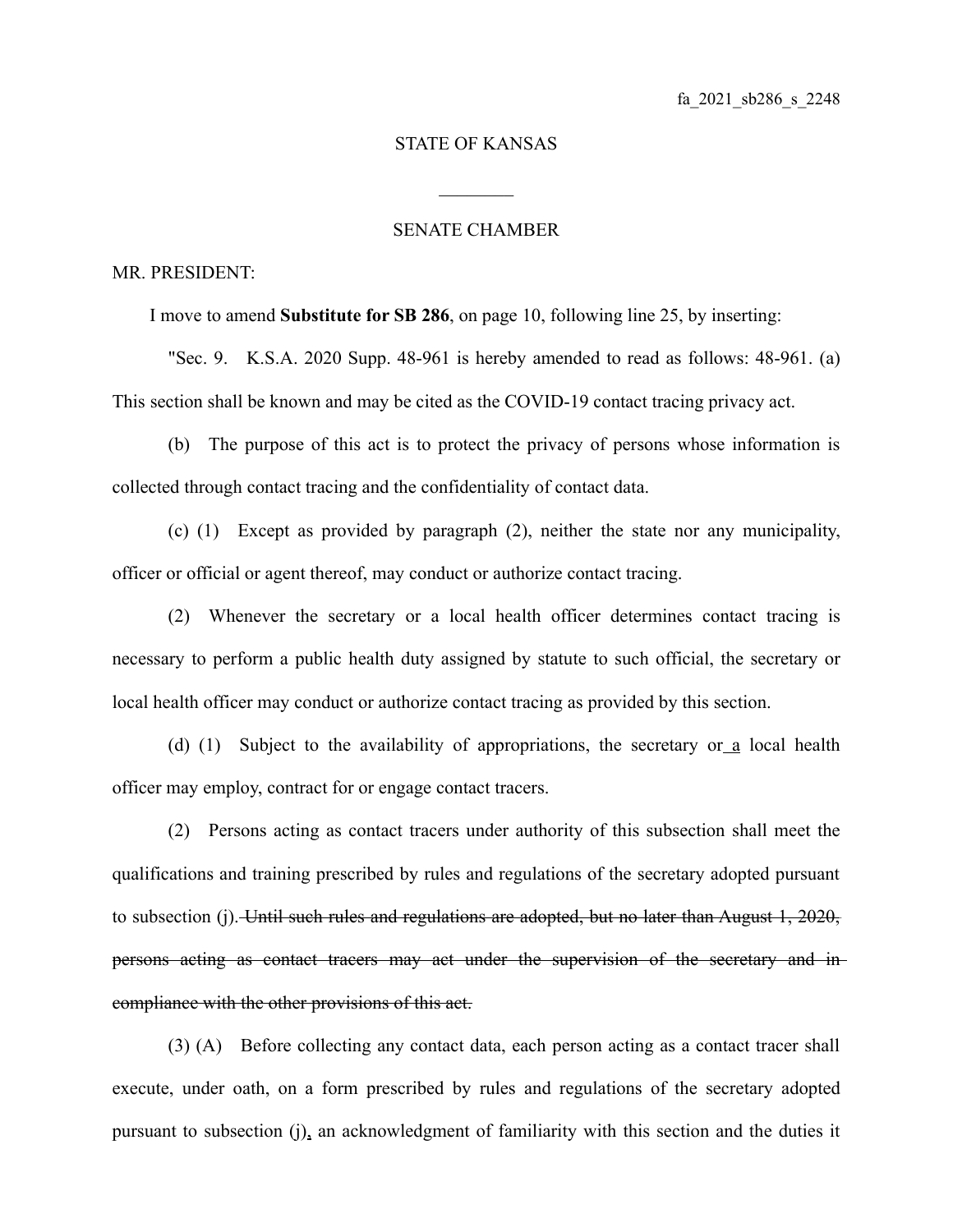fa_2021_sb286_s_2248

STATE OF KANSAS

________

SENATE CHAMBER

MR. PRESIDENT:

I move to amend **Substitute for SB 286**, on page 10, following line 25, by inserting:

"Sec. 9. K.S.A. 2020 Supp. 48-961 is hereby amended to read as follows: 48-961. (a) This section shall be known and may be cited as the COVID-19 contact tracing privacy act.

(b) The purpose of this act is to protect the privacy of persons whose information is collected through contact tracing and the confidentiality of contact data.

(c) (1) Except as provided by paragraph (2), neither the state nor any municipality, officer or official or agent thereof, may conduct or authorize contact tracing.

(2) Whenever the secretary or a local health officer determines contact tracing is necessary to perform a public health duty assigned by statute to such official, the secretary or local health officer may conduct or authorize contact tracing as provided by this section.

(d) (1) Subject to the availability of appropriations, the secretary or a local health officer may employ, contract for or engage contact tracers.

(2) Persons acting as contact tracers under authority of this subsection shall meet the qualifications and training prescribed by rules and regulations of the secretary adopted pursuant to subsection (j). ~~Until such rules and regulations are adopted, but no later than August 1, 2020, persons acting as contact tracers may act under the supervision of the secretary and in compliance with the other provisions of this act.~~

(3) (A) Before collecting any contact data, each person acting as a contact tracer shall execute, under oath, on a form prescribed by rules and regulations of the secretary adopted pursuant to subsection (j), an acknowledgment of familiarity with this section and the duties it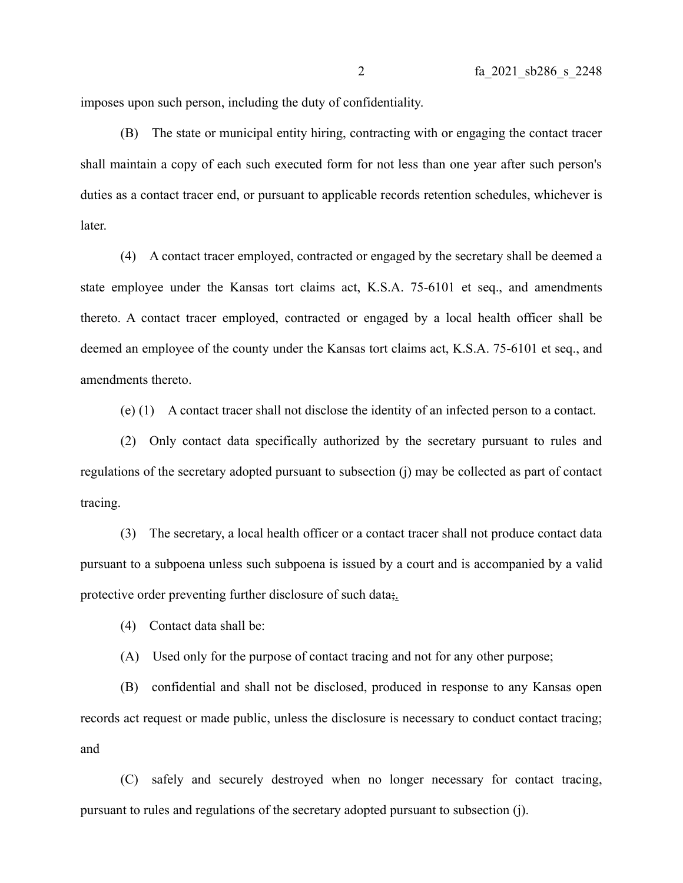imposes upon such person, including the duty of confidentiality.

(B) The state or municipal entity hiring, contracting with or engaging the contact tracer shall maintain a copy of each such executed form for not less than one year after such person's duties as a contact tracer end, or pursuant to applicable records retention schedules, whichever is later.

(4) A contact tracer employed, contracted or engaged by the secretary shall be deemed a state employee under the Kansas tort claims act, K.S.A. 75-6101 et seq., and amendments thereto. A contact tracer employed, contracted or engaged by a local health officer shall be deemed an employee of the county under the Kansas tort claims act, K.S.A. 75-6101 et seq., and amendments thereto.

(e) (1) A contact tracer shall not disclose the identity of an infected person to a contact.

(2) Only contact data specifically authorized by the secretary pursuant to rules and regulations of the secretary adopted pursuant to subsection (j) may be collected as part of contact tracing.

(3) The secretary, a local health officer or a contact tracer shall not produce contact data pursuant to a subpoena unless such subpoena is issued by a court and is accompanied by a valid protective order preventing further disclosure of such data;.

(4) Contact data shall be:

(A) Used only for the purpose of contact tracing and not for any other purpose;

(B) confidential and shall not be disclosed, produced in response to any Kansas open records act request or made public, unless the disclosure is necessary to conduct contact tracing; and

(C) safely and securely destroyed when no longer necessary for contact tracing, pursuant to rules and regulations of the secretary adopted pursuant to subsection (j).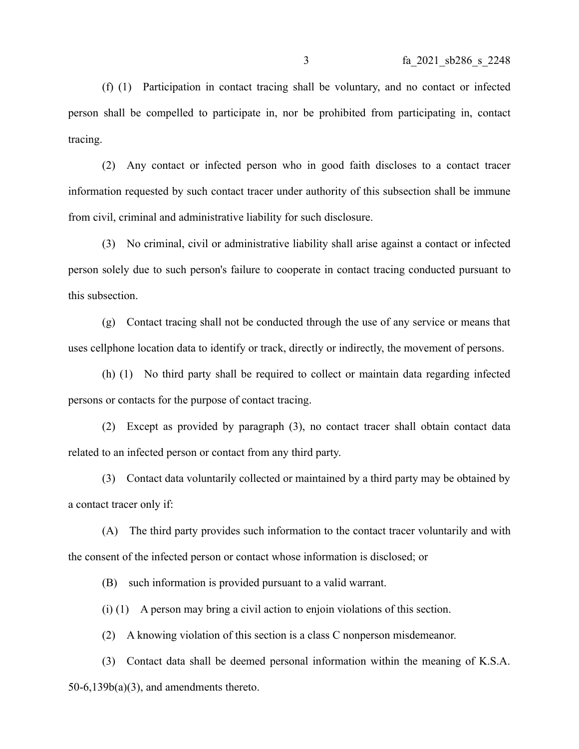(f) (1) Participation in contact tracing shall be voluntary, and no contact or infected person shall be compelled to participate in, nor be prohibited from participating in, contact tracing.

(2) Any contact or infected person who in good faith discloses to a contact tracer information requested by such contact tracer under authority of this subsection shall be immune from civil, criminal and administrative liability for such disclosure.

(3) No criminal, civil or administrative liability shall arise against a contact or infected person solely due to such person's failure to cooperate in contact tracing conducted pursuant to this subsection.

(g) Contact tracing shall not be conducted through the use of any service or means that uses cellphone location data to identify or track, directly or indirectly, the movement of persons.

(h) (1) No third party shall be required to collect or maintain data regarding infected persons or contacts for the purpose of contact tracing.

(2) Except as provided by paragraph (3), no contact tracer shall obtain contact data related to an infected person or contact from any third party.

(3) Contact data voluntarily collected or maintained by a third party may be obtained by a contact tracer only if:

(A) The third party provides such information to the contact tracer voluntarily and with the consent of the infected person or contact whose information is disclosed; or

(B) such information is provided pursuant to a valid warrant.

(i) (1) A person may bring a civil action to enjoin violations of this section.

(2) A knowing violation of this section is a class C nonperson misdemeanor.

(3) Contact data shall be deemed personal information within the meaning of K.S.A. 50-6,139b(a)(3), and amendments thereto.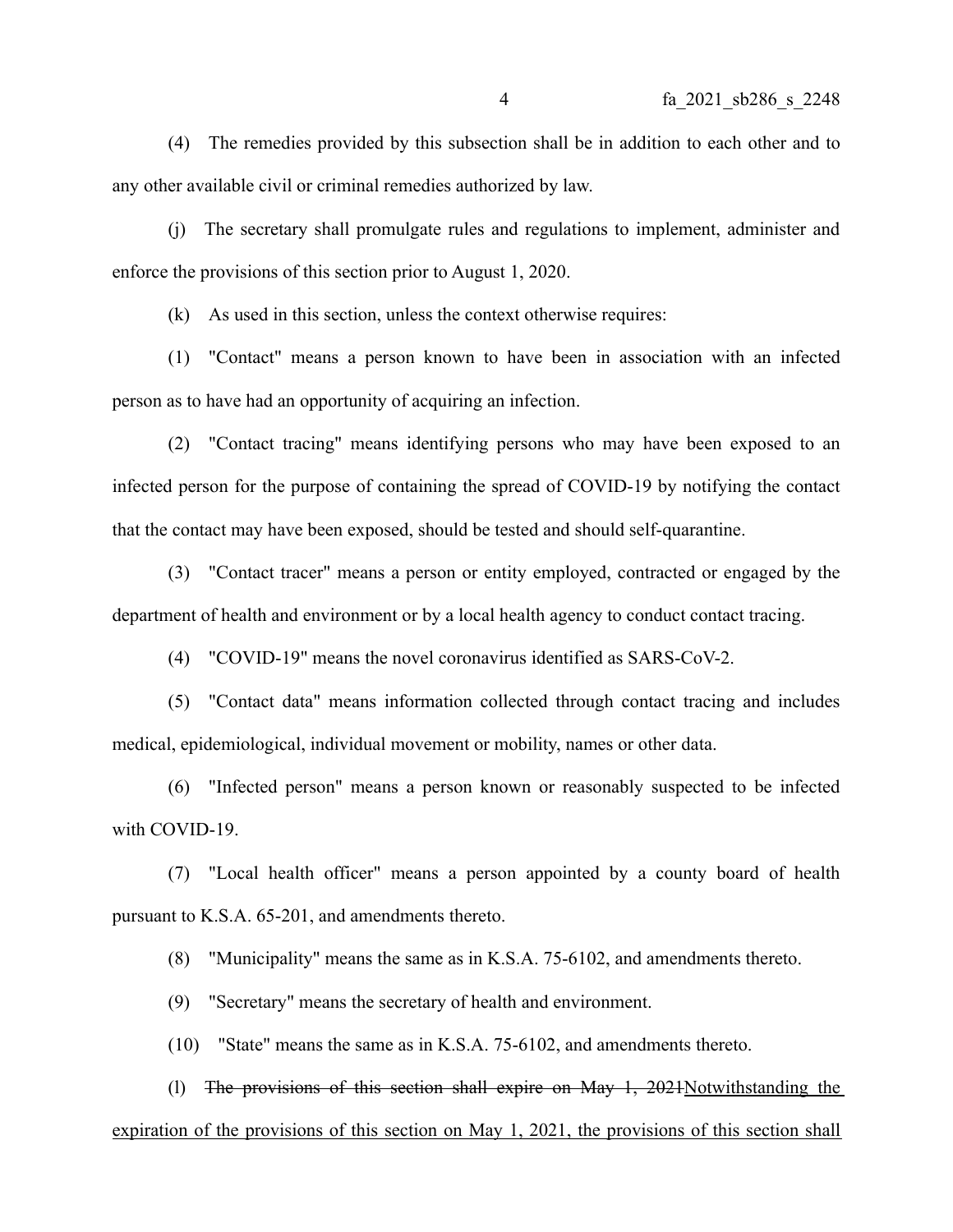(4) The remedies provided by this subsection shall be in addition to each other and to any other available civil or criminal remedies authorized by law.

(j) The secretary shall promulgate rules and regulations to implement, administer and enforce the provisions of this section prior to August 1, 2020.

(k) As used in this section, unless the context otherwise requires:

(1) "Contact" means a person known to have been in association with an infected person as to have had an opportunity of acquiring an infection.

(2) "Contact tracing" means identifying persons who may have been exposed to an infected person for the purpose of containing the spread of COVID-19 by notifying the contact that the contact may have been exposed, should be tested and should self-quarantine.

(3) "Contact tracer" means a person or entity employed, contracted or engaged by the department of health and environment or by a local health agency to conduct contact tracing.

(4) "COVID-19" means the novel coronavirus identified as SARS-CoV-2.

(5) "Contact data" means information collected through contact tracing and includes medical, epidemiological, individual movement or mobility, names or other data.

(6) "Infected person" means a person known or reasonably suspected to be infected with COVID-19.

(7) "Local health officer" means a person appointed by a county board of health pursuant to K.S.A. 65-201, and amendments thereto.

(8) "Municipality" means the same as in K.S.A. 75-6102, and amendments thereto.

(9) "Secretary" means the secretary of health and environment.

(10) "State" means the same as in K.S.A. 75-6102, and amendments thereto.

(l) ~~The provisions of this section shall expire on May 1, 2021~~<u>Notwithstanding the expiration of the provisions of this section on May 1, 2021, the provisions of this section shall</u>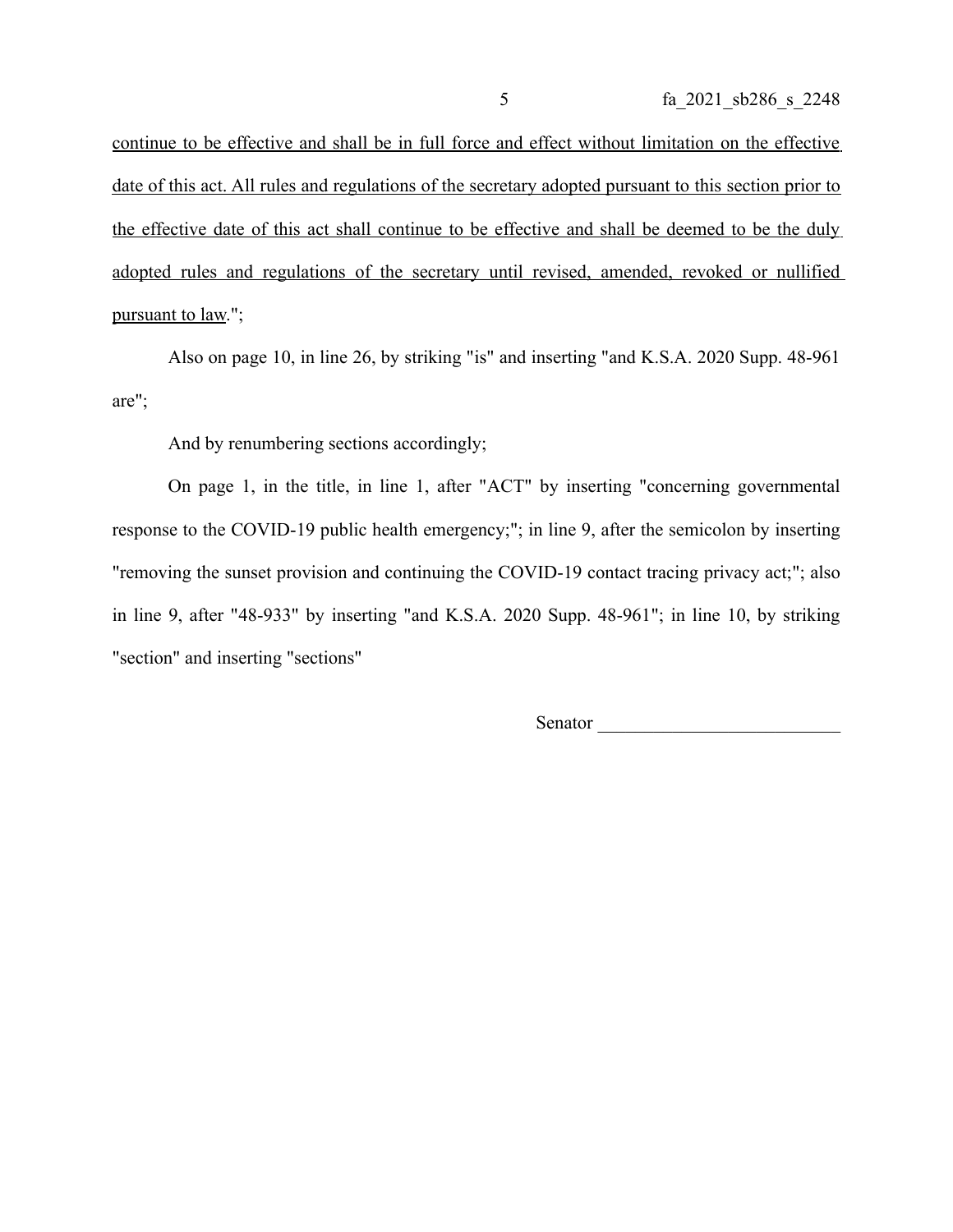continue to be effective and shall be in full force and effect without limitation on the effective date of this act. All rules and regulations of the secretary adopted pursuant to this section prior to the effective date of this act shall continue to be effective and shall be deemed to be the duly adopted rules and regulations of the secretary until revised, amended, revoked or nullified pursuant to law.";

Also on page 10, in line 26, by striking "is" and inserting "and K.S.A. 2020 Supp. 48-961 are";

And by renumbering sections accordingly;

On page 1, in the title, in line 1, after "ACT" by inserting "concerning governmental response to the COVID-19 public health emergency;"; in line 9, after the semicolon by inserting "removing the sunset provision and continuing the COVID-19 contact tracing privacy act;"; also in line 9, after "48-933" by inserting "and K.S.A. 2020 Supp. 48-961"; in line 10, by striking "section" and inserting "sections"

Senator ___________________________